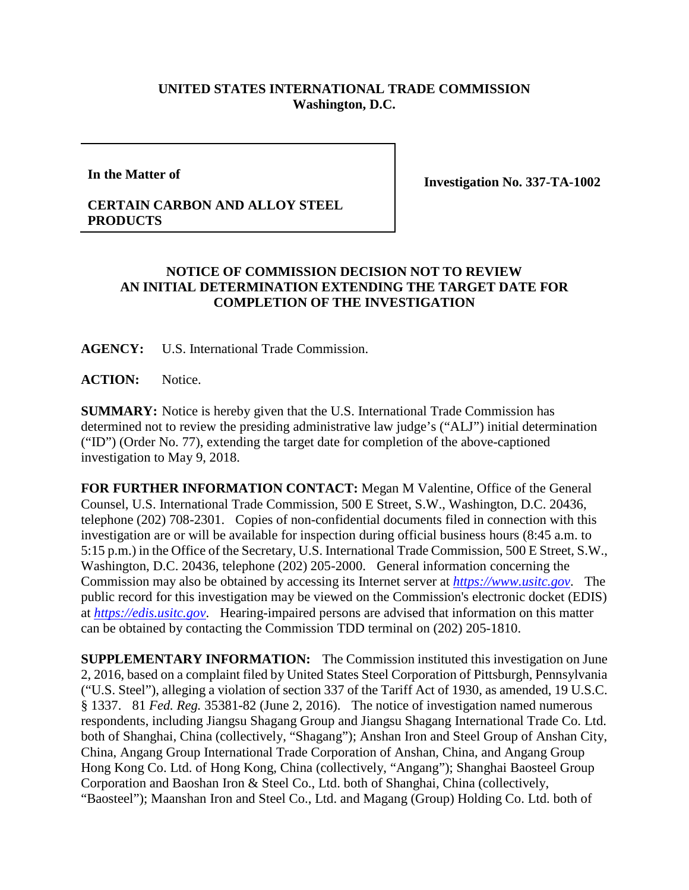**UNITED STATES INTERNATIONAL TRADE COMMISSION**
**Washington, D.C.**

| | |
|---|---|
| **In the Matter of**<br><br>**CERTAIN CARBON AND ALLOY STEEL PRODUCTS** | **Investigation No. 337-TA-1002** |

**NOTICE OF COMMISSION DECISION NOT TO REVIEW AN INITIAL DETERMINATION EXTENDING THE TARGET DATE FOR COMPLETION OF THE INVESTIGATION**

**AGENCY:** U.S. International Trade Commission.

**ACTION:** Notice.

**SUMMARY:** Notice is hereby given that the U.S. International Trade Commission has determined not to review the presiding administrative law judge's ("ALJ") initial determination ("ID") (Order No. 77), extending the target date for completion of the above-captioned investigation to May 9, 2018.

**FOR FURTHER INFORMATION CONTACT:** Megan M Valentine, Office of the General Counsel, U.S. International Trade Commission, 500 E Street, S.W., Washington, D.C. 20436, telephone (202) 708-2301. Copies of non-confidential documents filed in connection with this investigation are or will be available for inspection during official business hours (8:45 a.m. to 5:15 p.m.) in the Office of the Secretary, U.S. International Trade Commission, 500 E Street, S.W., Washington, D.C. 20436, telephone (202) 205-2000. General information concerning the Commission may also be obtained by accessing its Internet server at *https://www.usitc.gov*. The public record for this investigation may be viewed on the Commission's electronic docket (EDIS) at *https://edis.usitc.gov*. Hearing-impaired persons are advised that information on this matter can be obtained by contacting the Commission TDD terminal on (202) 205-1810.

**SUPPLEMENTARY INFORMATION:** The Commission instituted this investigation on June 2, 2016, based on a complaint filed by United States Steel Corporation of Pittsburgh, Pennsylvania ("U.S. Steel"), alleging a violation of section 337 of the Tariff Act of 1930, as amended, 19 U.S.C. § 1337. 81 *Fed. Reg.* 35381-82 (June 2, 2016). The notice of investigation named numerous respondents, including Jiangsu Shagang Group and Jiangsu Shagang International Trade Co. Ltd. both of Shanghai, China (collectively, "Shagang"); Anshan Iron and Steel Group of Anshan City, China, Angang Group International Trade Corporation of Anshan, China, and Angang Group Hong Kong Co. Ltd. of Hong Kong, China (collectively, "Angang"); Shanghai Baosteel Group Corporation and Baoshan Iron & Steel Co., Ltd. both of Shanghai, China (collectively, "Baosteel"); Maanshan Iron and Steel Co., Ltd. and Magang (Group) Holding Co. Ltd. both of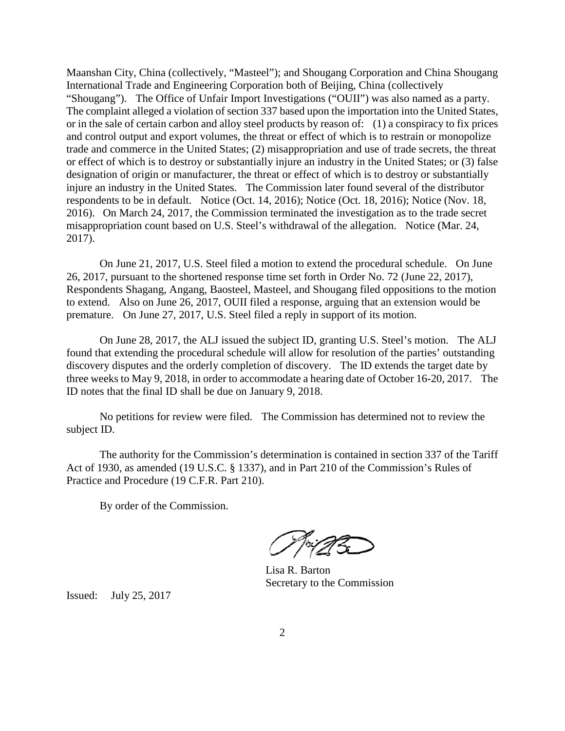Maanshan City, China (collectively, "Masteel"); and Shougang Corporation and China Shougang International Trade and Engineering Corporation both of Beijing, China (collectively "Shougang"). The Office of Unfair Import Investigations ("OUII") was also named as a party. The complaint alleged a violation of section 337 based upon the importation into the United States, or in the sale of certain carbon and alloy steel products by reason of: (1) a conspiracy to fix prices and control output and export volumes, the threat or effect of which is to restrain or monopolize trade and commerce in the United States; (2) misappropriation and use of trade secrets, the threat or effect of which is to destroy or substantially injure an industry in the United States; or (3) false designation of origin or manufacturer, the threat or effect of which is to destroy or substantially injure an industry in the United States. The Commission later found several of the distributor respondents to be in default. Notice (Oct. 14, 2016); Notice (Oct. 18, 2016); Notice (Nov. 18, 2016). On March 24, 2017, the Commission terminated the investigation as to the trade secret misappropriation count based on U.S. Steel's withdrawal of the allegation. Notice (Mar. 24, 2017).

On June 21, 2017, U.S. Steel filed a motion to extend the procedural schedule. On June 26, 2017, pursuant to the shortened response time set forth in Order No. 72 (June 22, 2017), Respondents Shagang, Angang, Baosteel, Masteel, and Shougang filed oppositions to the motion to extend. Also on June 26, 2017, OUII filed a response, arguing that an extension would be premature. On June 27, 2017, U.S. Steel filed a reply in support of its motion.

On June 28, 2017, the ALJ issued the subject ID, granting U.S. Steel's motion. The ALJ found that extending the procedural schedule will allow for resolution of the parties' outstanding discovery disputes and the orderly completion of discovery. The ID extends the target date by three weeks to May 9, 2018, in order to accommodate a hearing date of October 16-20, 2017. The ID notes that the final ID shall be due on January 9, 2018.

No petitions for review were filed. The Commission has determined not to review the subject ID.

The authority for the Commission's determination is contained in section 337 of the Tariff Act of 1930, as amended (19 U.S.C. § 1337), and in Part 210 of the Commission's Rules of Practice and Procedure (19 C.F.R. Part 210).

By order of the Commission.

Lisa R. Barton
Secretary to the Commission

Issued: July 25, 2017